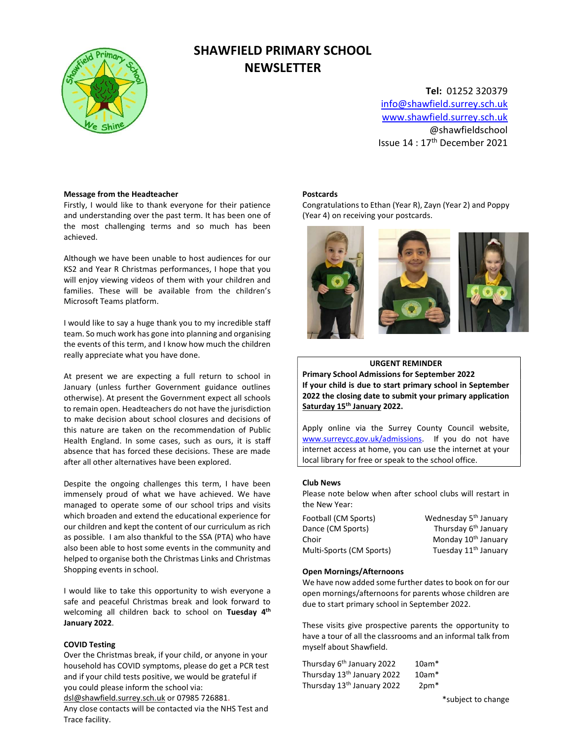# SHAWFIELD PRIMARY SCHOOL NEWSLETTER

**Tel:** 01252 320379
info@shawfield.surrey.sch.uk
www.shawfield.surrey.sch.uk
@shawfieldschool
Issue 14 : 17th December 2021

### Message from the Headteacher

Firstly, I would like to thank everyone for their patience and understanding over the past term. It has been one of the most challenging terms and so much has been achieved.

Although we have been unable to host audiences for our KS2 and Year R Christmas performances, I hope that you will enjoy viewing videos of them with your children and families. These will be available from the children's Microsoft Teams platform.

I would like to say a huge thank you to my incredible staff team. So much work has gone into planning and organising the events of this term, and I know how much the children really appreciate what you have done.

At present we are expecting a full return to school in January (unless further Government guidance outlines otherwise). At present the Government expect all schools to remain open. Headteachers do not have the jurisdiction to make decision about school closures and decisions of this nature are taken on the recommendation of Public Health England. In some cases, such as ours, it is staff absence that has forced these decisions. These are made after all other alternatives have been explored.

Despite the ongoing challenges this term, I have been immensely proud of what we have achieved. We have managed to operate some of our school trips and visits which broaden and extend the educational experience for our children and kept the content of our curriculum as rich as possible. I am also thankful to the SSA (PTA) who have also been able to host some events in the community and helped to organise both the Christmas Links and Christmas Shopping events in school.

I would like to take this opportunity to wish everyone a safe and peaceful Christmas break and look forward to welcoming all children back to school on **Tuesday 4th January 2022**.

### COVID Testing

Over the Christmas break, if your child, or anyone in your household has COVID symptoms, please do get a PCR test and if your child tests positive, we would be grateful if you could please inform the school via:
dsl@shawfield.surrey.sch.uk or 07985 726881.
Any close contacts will be contacted via the NHS Test and Trace facility.

### Postcards

Congratulations to Ethan (Year R), Zayn (Year 2) and Poppy (Year 4) on receiving your postcards.

**URGENT REMINDER**

**Primary School Admissions for September 2022**
**If your child is due to start primary school in September 2022 the closing date to submit your primary application Saturday 15th January 2022.**

Apply online via the Surrey County Council website, www.surreycc.gov.uk/admissions. If you do not have internet access at home, you can use the internet at your local library for free or speak to the school office.

### Club News

Please note below when after school clubs will restart in the New Year:

| Club | Restart date |
|---|---|
| Football (CM Sports) | Wednesday 5th January |
| Dance (CM Sports) | Thursday 6th January |
| Choir | Monday 10th January |
| Multi-Sports (CM Sports) | Tuesday 11th January |

### Open Mornings/Afternoons

We have now added some further dates to book on for our open mornings/afternoons for parents whose children are due to start primary school in September 2022.

These visits give prospective parents the opportunity to have a tour of all the classrooms and an informal talk from myself about Shawfield.

| Date | Time |
|---|---|
| Thursday 6th January 2022 | 10am* |
| Thursday 13th January 2022 | 10am* |
| Thursday 13th January 2022 | 2pm* |

*subject to change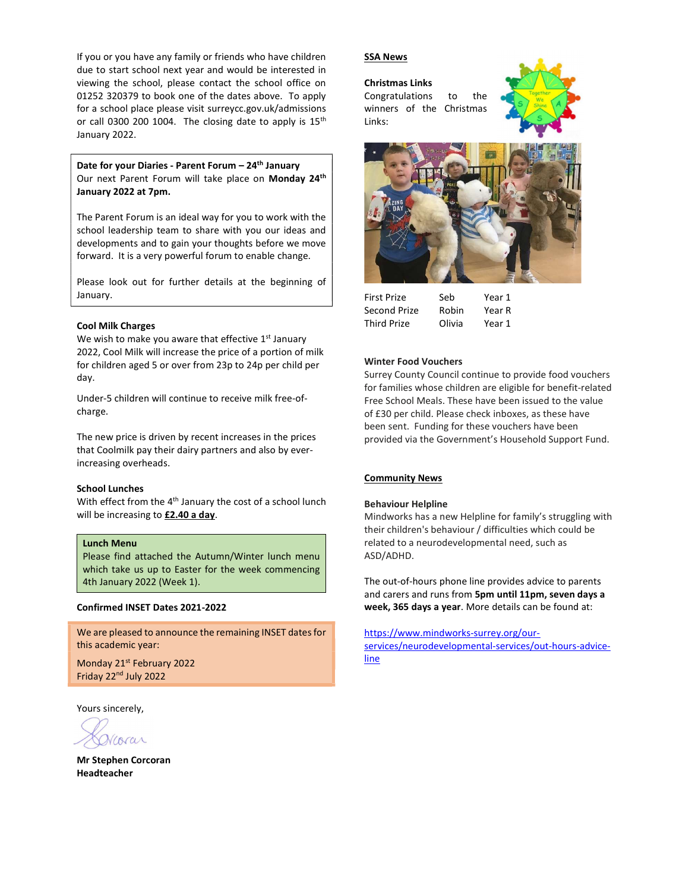If you or you have any family or friends who have children due to start school next year and would be interested in viewing the school, please contact the school office on 01252 320379 to book one of the dates above. To apply for a school place please visit surreycc.gov.uk/admissions or call 0300 200 1004. The closing date to apply is 15th January 2022.

**Date for your Diaries - Parent Forum – 24th January**

Our next Parent Forum will take place on **Monday 24th January 2022 at 7pm.**

The Parent Forum is an ideal way for you to work with the school leadership team to share with you our ideas and developments and to gain your thoughts before we move forward. It is a very powerful forum to enable change.

Please look out for further details at the beginning of January.

**Cool Milk Charges**

We wish to make you aware that effective 1st January 2022, Cool Milk will increase the price of a portion of milk for children aged 5 or over from 23p to 24p per child per day.

Under-5 children will continue to receive milk free-of-charge.

The new price is driven by recent increases in the prices that Coolmilk pay their dairy partners and also by ever-increasing overheads.

**School Lunches**

With effect from the 4th January the cost of a school lunch will be increasing to **£2.40 a day**.

**Lunch Menu**

Please find attached the Autumn/Winter lunch menu which take us up to Easter for the week commencing 4th January 2022 (Week 1).

**Confirmed INSET Dates 2021-2022**

We are pleased to announce the remaining INSET dates for this academic year:

Monday 21st February 2022
Friday 22nd July 2022

Yours sincerely,

**Mr Stephen Corcoran**
**Headteacher**

## SSA News

**Christmas Links**

Congratulations to the winners of the Christmas Links:

| | | |
|---|---|---|
| First Prize | Seb | Year 1 |
| Second Prize | Robin | Year R |
| Third Prize | Olivia | Year 1 |

**Winter Food Vouchers**

Surrey County Council continue to provide food vouchers for families whose children are eligible for benefit-related Free School Meals. These have been issued to the value of £30 per child. Please check inboxes, as these have been sent. Funding for these vouchers have been provided via the Government's Household Support Fund.

## Community News

**Behaviour Helpline**

Mindworks has a new Helpline for family's struggling with their children's behaviour / difficulties which could be related to a neurodevelopmental need, such as ASD/ADHD.

The out-of-hours phone line provides advice to parents and carers and runs from **5pm until 11pm, seven days a week, 365 days a year**. More details can be found at:

https://www.mindworks-surrey.org/our-services/neurodevelopmental-services/out-hours-advice-line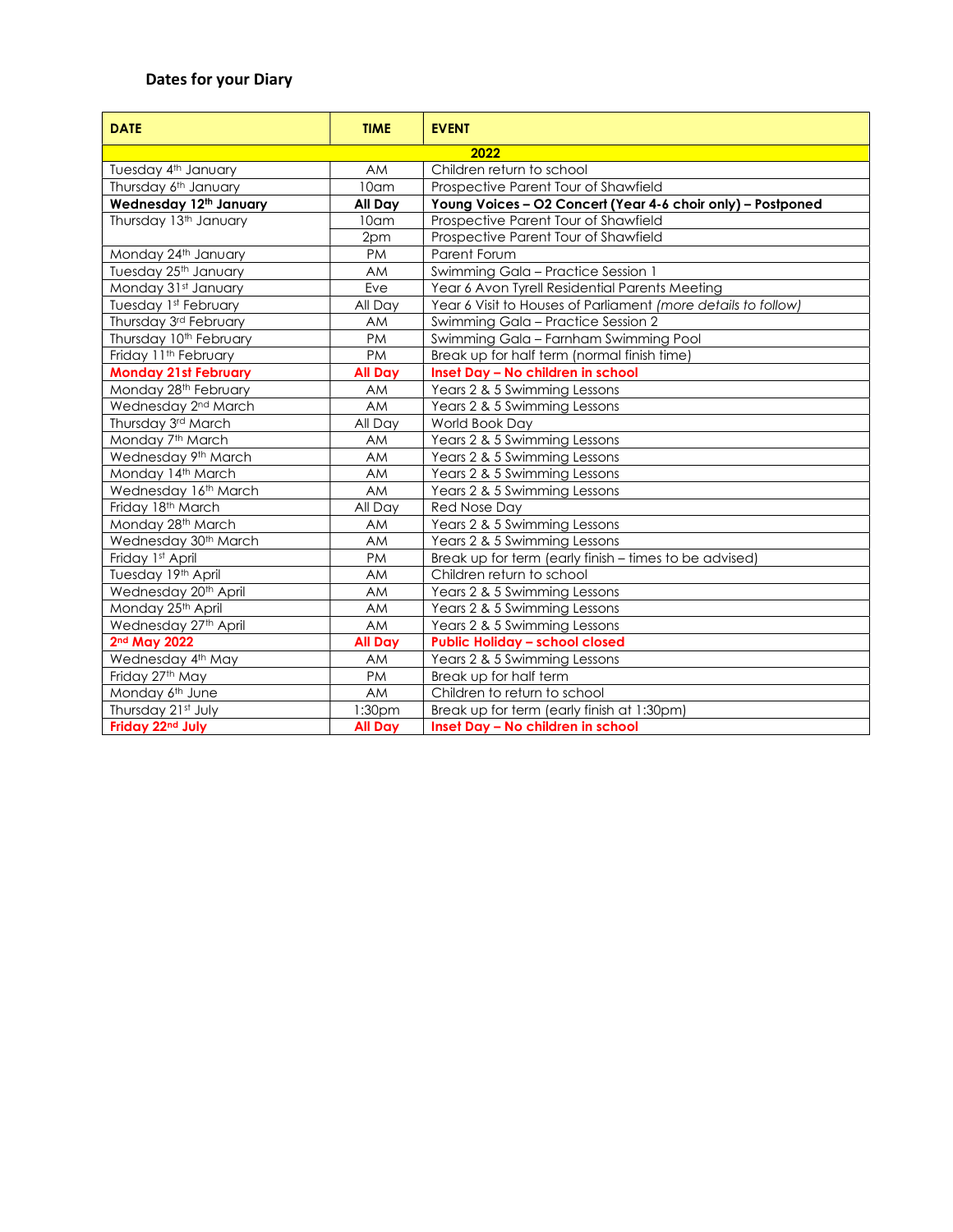**Dates for your Diary**

| DATE | TIME | EVENT |
|---|---|---|
| **2022** | | |
| Tuesday 4th January | AM | Children return to school |
| Thursday 6th January | 10am | Prospective Parent Tour of Shawfield |
| **Wednesday 12th January** | **All Day** | **Young Voices – O2 Concert (Year 4-6 choir only) – Postponed** |
| Thursday 13th January | 10am | Prospective Parent Tour of Shawfield |
| | 2pm | Prospective Parent Tour of Shawfield |
| Monday 24th January | PM | Parent Forum |
| Tuesday 25th January | AM | Swimming Gala – Practice Session 1 |
| Monday 31st January | Eve | Year 6 Avon Tyrell Residential Parents Meeting |
| Tuesday 1st February | All Day | Year 6 Visit to Houses of Parliament *(more details to follow)* |
| Thursday 3rd February | AM | Swimming Gala – Practice Session 2 |
| Thursday 10th February | PM | Swimming Gala – Farnham Swimming Pool |
| Friday 11th February | PM | Break up for half term (normal finish time) |
| **Monday 21st February** | **All Day** | **Inset Day – No children in school** |
| Monday 28th February | AM | Years 2 & 5 Swimming Lessons |
| Wednesday 2nd March | AM | Years 2 & 5 Swimming Lessons |
| Thursday 3rd March | All Day | World Book Day |
| Monday 7th March | AM | Years 2 & 5 Swimming Lessons |
| Wednesday 9th March | AM | Years 2 & 5 Swimming Lessons |
| Monday 14th March | AM | Years 2 & 5 Swimming Lessons |
| Wednesday 16th March | AM | Years 2 & 5 Swimming Lessons |
| Friday 18th March | All Day | Red Nose Day |
| Monday 28th March | AM | Years 2 & 5 Swimming Lessons |
| Wednesday 30th March | AM | Years 2 & 5 Swimming Lessons |
| Friday 1st April | PM | Break up for term (early finish – times to be advised) |
| Tuesday 19th April | AM | Children return to school |
| Wednesday 20th April | AM | Years 2 & 5 Swimming Lessons |
| Monday 25th April | AM | Years 2 & 5 Swimming Lessons |
| Wednesday 27th April | AM | Years 2 & 5 Swimming Lessons |
| **2nd May 2022** | **All Day** | **Public Holiday – school closed** |
| Wednesday 4th May | AM | Years 2 & 5 Swimming Lessons |
| Friday 27th May | PM | Break up for half term |
| Monday 6th June | AM | Children to return to school |
| Thursday 21st July | 1:30pm | Break up for term (early finish at 1:30pm) |
| **Friday 22nd July** | **All Day** | **Inset Day – No children in school** |